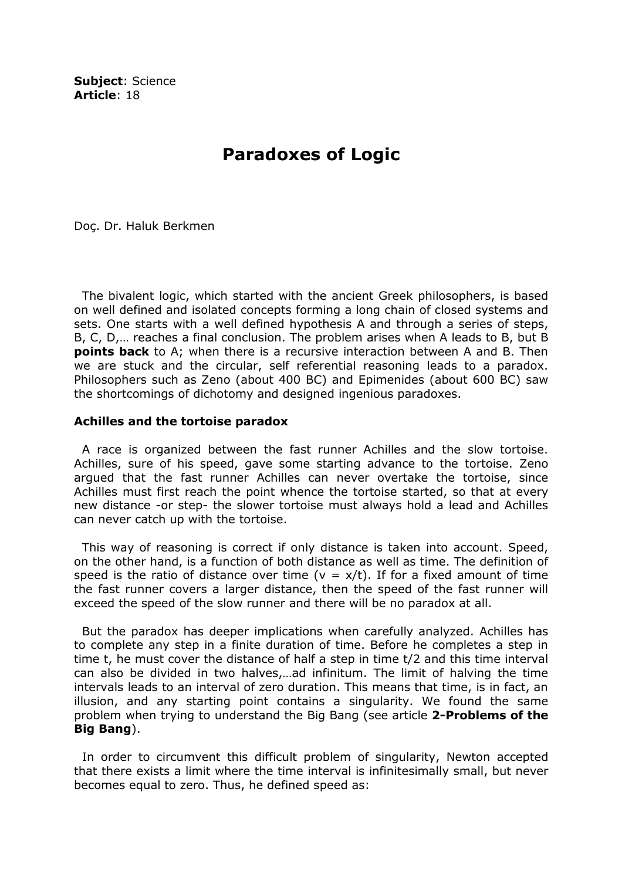**Subject**: Science
**Article**: 18

# Paradoxes of Logic

Doç. Dr. Haluk Berkmen

The bivalent logic, which started with the ancient Greek philosophers, is based on well defined and isolated concepts forming a long chain of closed systems and sets. One starts with a well defined hypothesis A and through a series of steps, B, C, D,… reaches a final conclusion. The problem arises when A leads to B, but B **points back** to A; when there is a recursive interaction between A and B. Then we are stuck and the circular, self referential reasoning leads to a paradox. Philosophers such as Zeno (about 400 BC) and Epimenides (about 600 BC) saw the shortcomings of dichotomy and designed ingenious paradoxes.

### Achilles and the tortoise paradox

A race is organized between the fast runner Achilles and the slow tortoise. Achilles, sure of his speed, gave some starting advance to the tortoise. Zeno argued that the fast runner Achilles can never overtake the tortoise, since Achilles must first reach the point whence the tortoise started, so that at every new distance -or step- the slower tortoise must always hold a lead and Achilles can never catch up with the tortoise.

This way of reasoning is correct if only distance is taken into account. Speed, on the other hand, is a function of both distance as well as time. The definition of speed is the ratio of distance over time ($v = x/t$). If for a fixed amount of time the fast runner covers a larger distance, then the speed of the fast runner will exceed the speed of the slow runner and there will be no paradox at all.

But the paradox has deeper implications when carefully analyzed. Achilles has to complete any step in a finite duration of time. Before he completes a step in time t, he must cover the distance of half a step in time $t/2$ and this time interval can also be divided in two halves,…ad infinitum. The limit of halving the time intervals leads to an interval of zero duration. This means that time, is in fact, an illusion, and any starting point contains a singularity. We found the same problem when trying to understand the Big Bang (see article **2-Problems of the Big Bang**).

In order to circumvent this difficult problem of singularity, Newton accepted that there exists a limit where the time interval is infinitesimally small, but never becomes equal to zero. Thus, he defined speed as: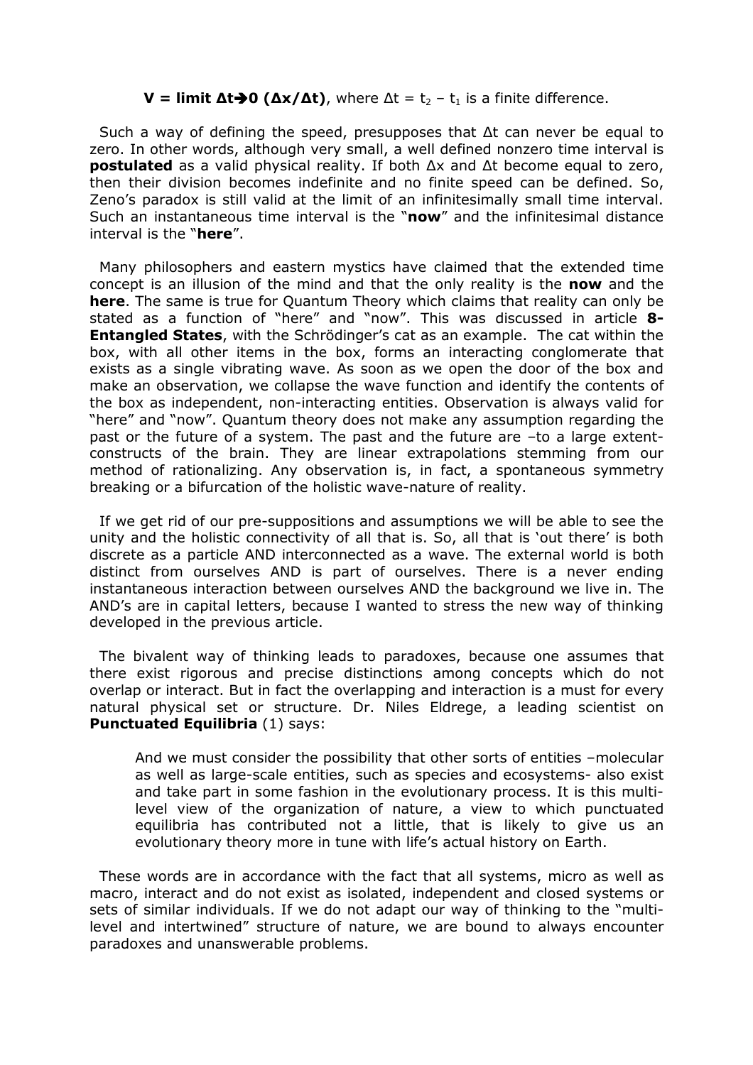**V = limit Δt→0 (Δx/Δt)**, where $\Delta t = t_2 - t_1$ is a finite difference.

Such a way of defining the speed, presupposes that Δt can never be equal to zero. In other words, although very small, a well defined nonzero time interval is **postulated** as a valid physical reality. If both Δx and Δt become equal to zero, then their division becomes indefinite and no finite speed can be defined. So, Zeno's paradox is still valid at the limit of an infinitesimally small time interval. Such an instantaneous time interval is the "**now**" and the infinitesimal distance interval is the "**here**".

Many philosophers and eastern mystics have claimed that the extended time concept is an illusion of the mind and that the only reality is the **now** and the **here**. The same is true for Quantum Theory which claims that reality can only be stated as a function of "here" and "now". This was discussed in article **8-Entangled States**, with the Schrödinger's cat as an example. The cat within the box, with all other items in the box, forms an interacting conglomerate that exists as a single vibrating wave. As soon as we open the door of the box and make an observation, we collapse the wave function and identify the contents of the box as independent, non-interacting entities. Observation is always valid for "here" and "now". Quantum theory does not make any assumption regarding the past or the future of a system. The past and the future are –to a large extent- constructs of the brain. They are linear extrapolations stemming from our method of rationalizing. Any observation is, in fact, a spontaneous symmetry breaking or a bifurcation of the holistic wave-nature of reality.

If we get rid of our pre-suppositions and assumptions we will be able to see the unity and the holistic connectivity of all that is. So, all that is 'out there' is both discrete as a particle AND interconnected as a wave. The external world is both distinct from ourselves AND is part of ourselves. There is a never ending instantaneous interaction between ourselves AND the background we live in. The AND's are in capital letters, because I wanted to stress the new way of thinking developed in the previous article.

The bivalent way of thinking leads to paradoxes, because one assumes that there exist rigorous and precise distinctions among concepts which do not overlap or interact. But in fact the overlapping and interaction is a must for every natural physical set or structure. Dr. Niles Eldrege, a leading scientist on **Punctuated Equilibria** (1) says:

> And we must consider the possibility that other sorts of entities –molecular as well as large-scale entities, such as species and ecosystems- also exist and take part in some fashion in the evolutionary process. It is this multi-level view of the organization of nature, a view to which punctuated equilibria has contributed not a little, that is likely to give us an evolutionary theory more in tune with life's actual history on Earth.

These words are in accordance with the fact that all systems, micro as well as macro, interact and do not exist as isolated, independent and closed systems or sets of similar individuals. If we do not adapt our way of thinking to the "multi-level and intertwined" structure of nature, we are bound to always encounter paradoxes and unanswerable problems.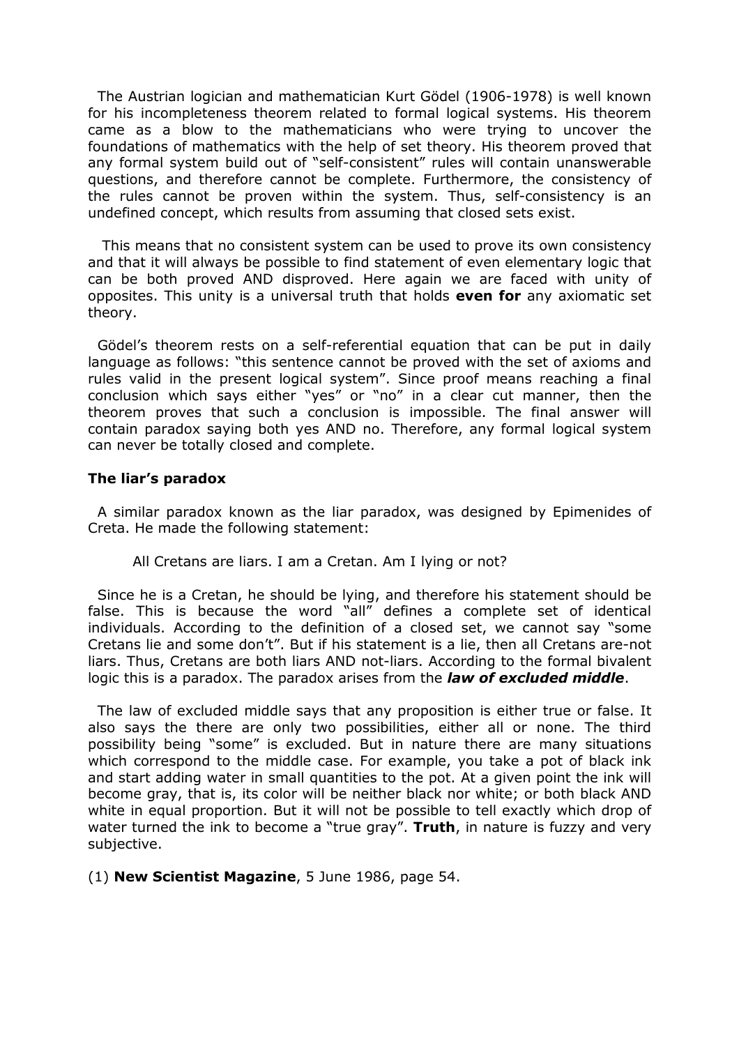The Austrian logician and mathematician Kurt Gödel (1906-1978) is well known for his incompleteness theorem related to formal logical systems. His theorem came as a blow to the mathematicians who were trying to uncover the foundations of mathematics with the help of set theory. His theorem proved that any formal system build out of "self-consistent" rules will contain unanswerable questions, and therefore cannot be complete. Furthermore, the consistency of the rules cannot be proven within the system. Thus, self-consistency is an undefined concept, which results from assuming that closed sets exist.

This means that no consistent system can be used to prove its own consistency and that it will always be possible to find statement of even elementary logic that can be both proved AND disproved. Here again we are faced with unity of opposites. This unity is a universal truth that holds **even for** any axiomatic set theory.

Gödel's theorem rests on a self-referential equation that can be put in daily language as follows: "this sentence cannot be proved with the set of axioms and rules valid in the present logical system". Since proof means reaching a final conclusion which says either "yes" or "no" in a clear cut manner, then the theorem proves that such a conclusion is impossible. The final answer will contain paradox saying both yes AND no. Therefore, any formal logical system can never be totally closed and complete.

### The liar's paradox

A similar paradox known as the liar paradox, was designed by Epimenides of Creta. He made the following statement:

> All Cretans are liars. I am a Cretan. Am I lying or not?

Since he is a Cretan, he should be lying, and therefore his statement should be false. This is because the word "all" defines a complete set of identical individuals. According to the definition of a closed set, we cannot say "some Cretans lie and some don't". But if his statement is a lie, then all Cretans are-not liars. Thus, Cretans are both liars AND not-liars. According to the formal bivalent logic this is a paradox. The paradox arises from the ***law of excluded middle***.

The law of excluded middle says that any proposition is either true or false. It also says the there are only two possibilities, either all or none. The third possibility being "some" is excluded. But in nature there are many situations which correspond to the middle case. For example, you take a pot of black ink and start adding water in small quantities to the pot. At a given point the ink will become gray, that is, its color will be neither black nor white; or both black AND white in equal proportion. But it will not be possible to tell exactly which drop of water turned the ink to become a "true gray". **Truth**, in nature is fuzzy and very subjective.

(1) **New Scientist Magazine**, 5 June 1986, page 54.